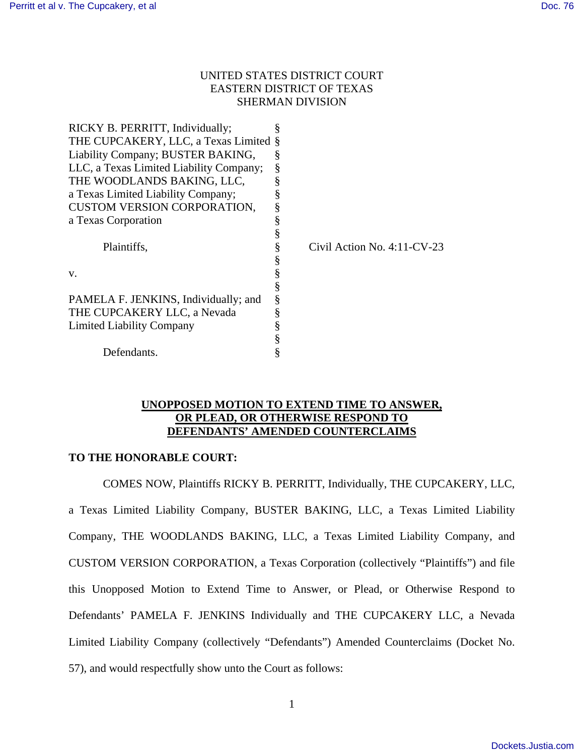UNITED STATES DISTRICT COURT
EASTERN DISTRICT OF TEXAS
SHERMAN DIVISION

| | | |
|---|---|---|
| RICKY B. PERRITT, Individually; THE CUPCAKERY, LLC, a Texas Limited Liability Company; BUSTER BAKING, LLC, a Texas Limited Liability Company; THE WOODLANDS BAKING, LLC, a Texas Limited Liability Company; CUSTOM VERSION CORPORATION, a Texas Corporation | § | |
| Plaintiffs, | § | Civil Action No. 4:11-CV-23 |
| v. | § | |
| PAMELA F. JENKINS, Individually; and THE CUPCAKERY LLC, a Nevada Limited Liability Company | § | |
| Defendants. | § | |

**UNOPPOSED MOTION TO EXTEND TIME TO ANSWER, OR PLEAD, OR OTHERWISE RESPOND TO DEFENDANTS' AMENDED COUNTERCLAIMS**

**TO THE HONORABLE COURT:**

COMES NOW, Plaintiffs RICKY B. PERRITT, Individually, THE CUPCAKERY, LLC, a Texas Limited Liability Company, BUSTER BAKING, LLC, a Texas Limited Liability Company, THE WOODLANDS BAKING, LLC, a Texas Limited Liability Company, and CUSTOM VERSION CORPORATION, a Texas Corporation (collectively "Plaintiffs") and file this Unopposed Motion to Extend Time to Answer, or Plead, or Otherwise Respond to Defendants' PAMELA F. JENKINS Individually and THE CUPCAKERY LLC, a Nevada Limited Liability Company (collectively "Defendants") Amended Counterclaims (Docket No. 57), and would respectfully show unto the Court as follows: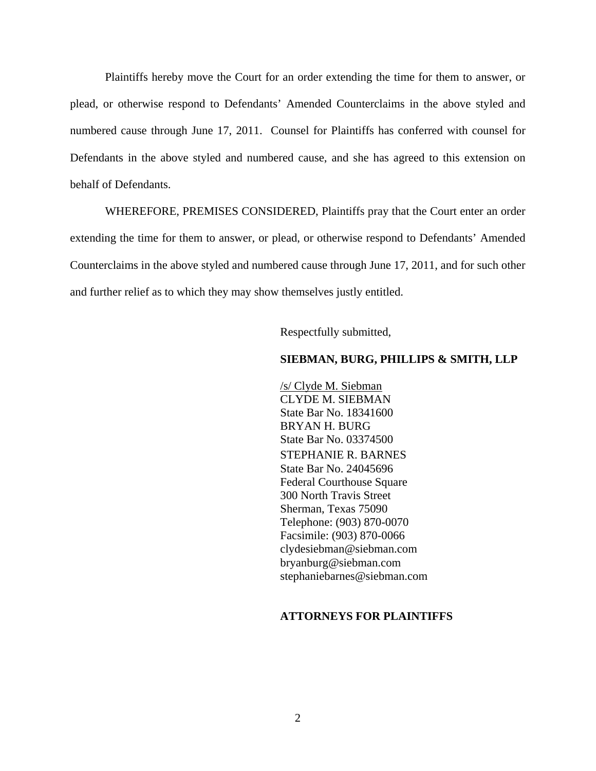Plaintiffs hereby move the Court for an order extending the time for them to answer, or plead, or otherwise respond to Defendants' Amended Counterclaims in the above styled and numbered cause through June 17, 2011. Counsel for Plaintiffs has conferred with counsel for Defendants in the above styled and numbered cause, and she has agreed to this extension on behalf of Defendants.

WHEREFORE, PREMISES CONSIDERED, Plaintiffs pray that the Court enter an order extending the time for them to answer, or plead, or otherwise respond to Defendants' Amended Counterclaims in the above styled and numbered cause through June 17, 2011, and for such other and further relief as to which they may show themselves justly entitled.

Respectfully submitted,

**SIEBMAN, BURG, PHILLIPS & SMITH, LLP**

/s/ Clyde M. Siebman
CLYDE M. SIEBMAN
State Bar No. 18341600
BRYAN H. BURG
State Bar No. 03374500
STEPHANIE R. BARNES
State Bar No. 24045696
Federal Courthouse Square
300 North Travis Street
Sherman, Texas 75090
Telephone: (903) 870-0070
Facsimile: (903) 870-0066
clydesiebman@siebman.com
bryanburg@siebman.com
stephaniebarnes@siebman.com

**ATTORNEYS FOR PLAINTIFFS**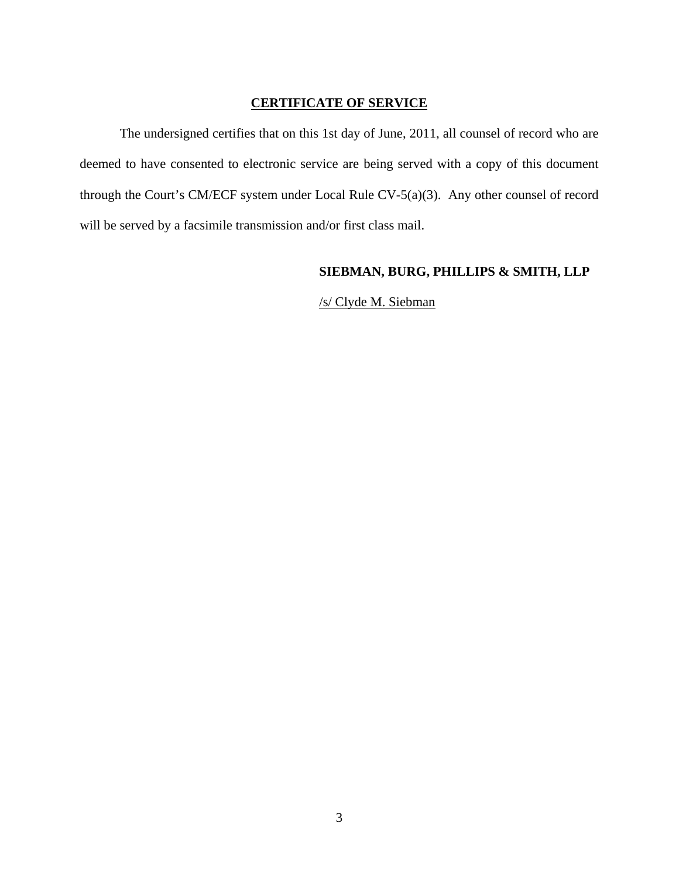## CERTIFICATE OF SERVICE

The undersigned certifies that on this 1st day of June, 2011, all counsel of record who are deemed to have consented to electronic service are being served with a copy of this document through the Court's CM/ECF system under Local Rule CV-5(a)(3). Any other counsel of record will be served by a facsimile transmission and/or first class mail.

**SIEBMAN, BURG, PHILLIPS & SMITH, LLP**

/s/ Clyde M. Siebman